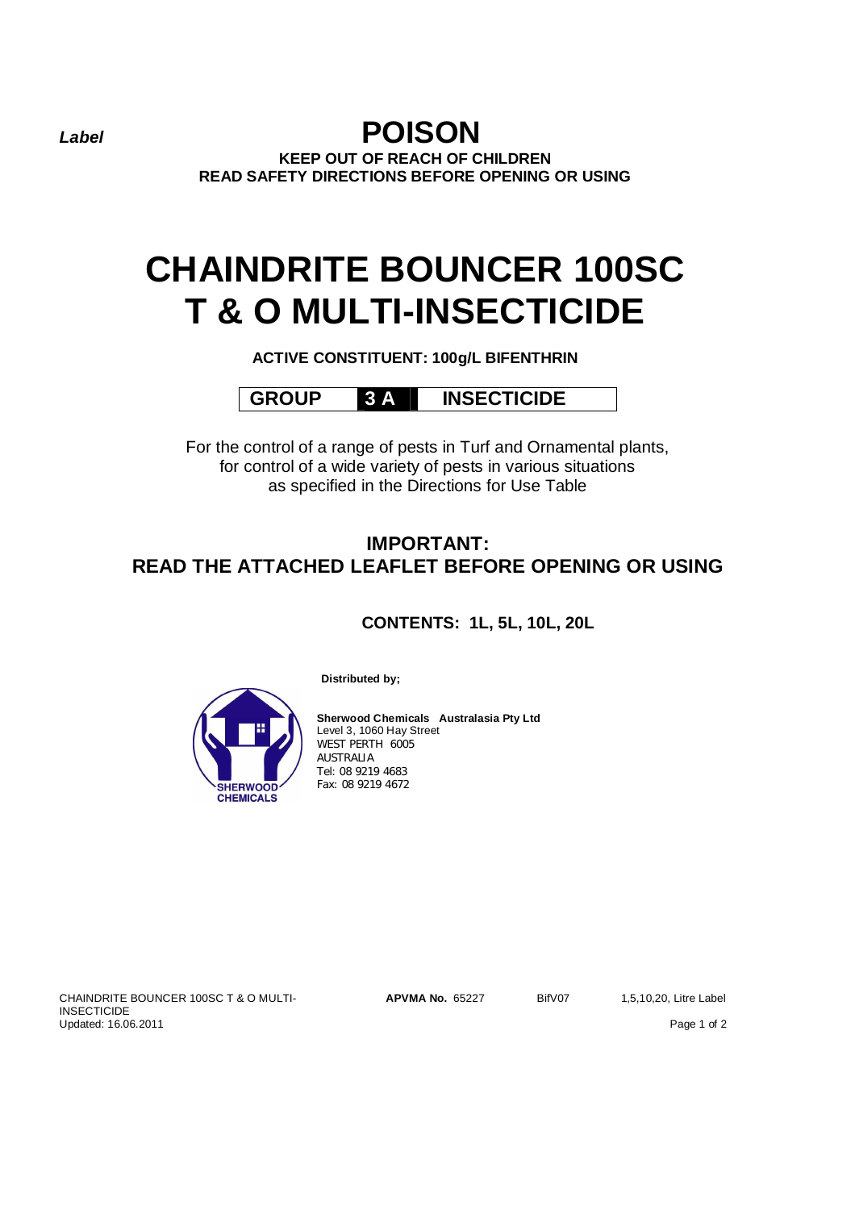*Label*

# POISON

**KEEP OUT OF REACH OF CHILDREN**
**READ SAFETY DIRECTIONS BEFORE OPENING OR USING**

# CHAINDRITE BOUNCER 100SC T & O MULTI-INSECTICIDE

**ACTIVE CONSTITUENT: 100g/L BIFENTHRIN**

| GROUP | 3 A | INSECTICIDE |
|---|---|---|

For the control of a range of pests in Turf and Ornamental plants, for control of a wide variety of pests in various situations as specified in the Directions for Use Table

## IMPORTANT: READ THE ATTACHED LEAFLET BEFORE OPENING OR USING

**CONTENTS: 1L, 5L, 10L, 20L**

**Distributed by;**

**Sherwood Chemicals Australasia Pty Ltd**
Level 3, 1060 Hay Street
WEST PERTH 6005
AUSTRALIA
Tel: 08 9219 4683
Fax: 08 9219 4672

SHERWOOD CHEMICALS

CHAINDRITE BOUNCER 100SC T & O MULTI-INSECTICIDE
Updated: 16.06.2011

**APVMA No.** 65227 BifV07 1,5,10,20, Litre Label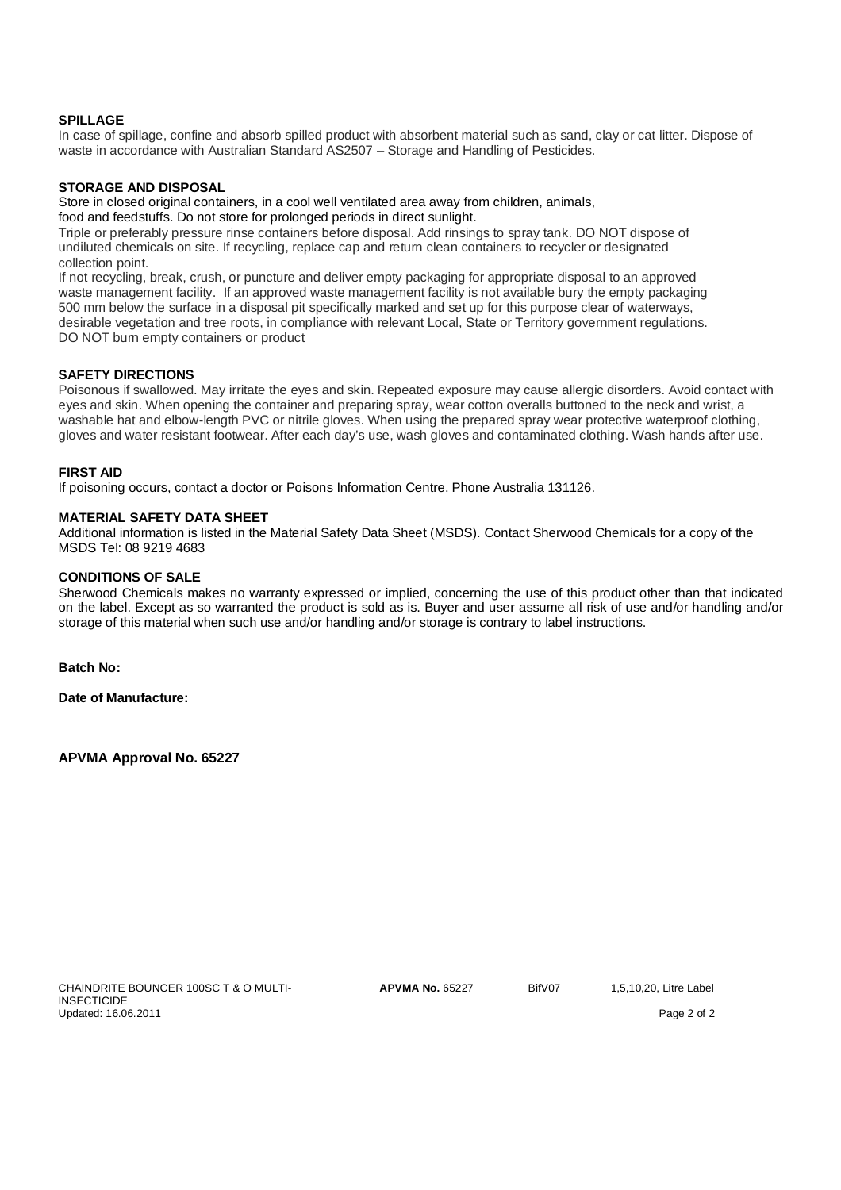**SPILLAGE**

In case of spillage, confine and absorb spilled product with absorbent material such as sand, clay or cat litter. Dispose of waste in accordance with Australian Standard AS2507 – Storage and Handling of Pesticides.

**STORAGE AND DISPOSAL**

Store in closed original containers, in a cool well ventilated area away from children, animals, food and feedstuffs. Do not store for prolonged periods in direct sunlight.

Triple or preferably pressure rinse containers before disposal. Add rinsings to spray tank. DO NOT dispose of undiluted chemicals on site. If recycling, replace cap and return clean containers to recycler or designated collection point.

If not recycling, break, crush, or puncture and deliver empty packaging for appropriate disposal to an approved waste management facility. If an approved waste management facility is not available bury the empty packaging 500 mm below the surface in a disposal pit specifically marked and set up for this purpose clear of waterways, desirable vegetation and tree roots, in compliance with relevant Local, State or Territory government regulations. DO NOT burn empty containers or product

**SAFETY DIRECTIONS**

Poisonous if swallowed. May irritate the eyes and skin. Repeated exposure may cause allergic disorders. Avoid contact with eyes and skin. When opening the container and preparing spray, wear cotton overalls buttoned to the neck and wrist, a washable hat and elbow-length PVC or nitrile gloves. When using the prepared spray wear protective waterproof clothing, gloves and water resistant footwear. After each day's use, wash gloves and contaminated clothing. Wash hands after use.

**FIRST AID**

If poisoning occurs, contact a doctor or Poisons Information Centre. Phone Australia 131126.

**MATERIAL SAFETY DATA SHEET**

Additional information is listed in the Material Safety Data Sheet (MSDS). Contact Sherwood Chemicals for a copy of the MSDS Tel: 08 9219 4683

**CONDITIONS OF SALE**

Sherwood Chemicals makes no warranty expressed or implied, concerning the use of this product other than that indicated on the label. Except as so warranted the product is sold as is. Buyer and user assume all risk of use and/or handling and/or storage of this material when such use and/or handling and/or storage is contrary to label instructions.

**Batch No:**

**Date of Manufacture:**

**APVMA Approval No. 65227**

CHAINDRITE BOUNCER 100SC T & O MULTI-INSECTICIDE **APVMA No.** 65227 BifV07 1,5,10,20, Litre Label
Updated: 16.06.2011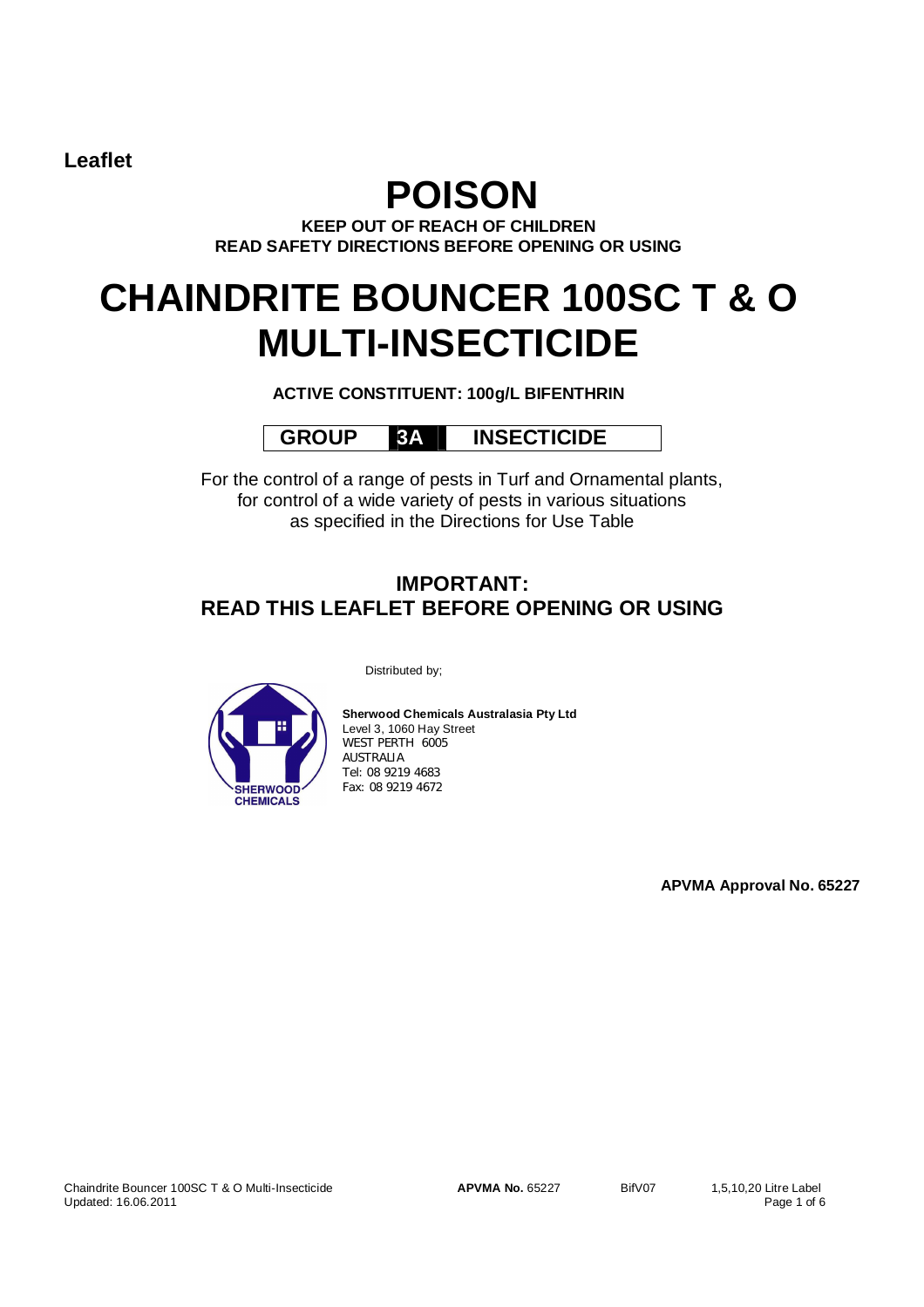**Leaflet**

# POISON

**KEEP OUT OF REACH OF CHILDREN**
**READ SAFETY DIRECTIONS BEFORE OPENING OR USING**

# CHAINDRITE BOUNCER 100SC T & O MULTI-INSECTICIDE

**ACTIVE CONSTITUENT: 100g/L BIFENTHRIN**

| GROUP | 3A | INSECTICIDE |
|---|---|---|

For the control of a range of pests in Turf and Ornamental plants,
for control of a wide variety of pests in various situations
as specified in the Directions for Use Table

## IMPORTANT:
## READ THIS LEAFLET BEFORE OPENING OR USING

Distributed by;

SHERWOOD CHEMICALS

**Sherwood Chemicals Australasia Pty Ltd**
Level 3, 1060 Hay Street
WEST PERTH 6005
AUSTRALIA
Tel: 08 9219 4683
Fax: 08 9219 4672

**APVMA Approval No. 65227**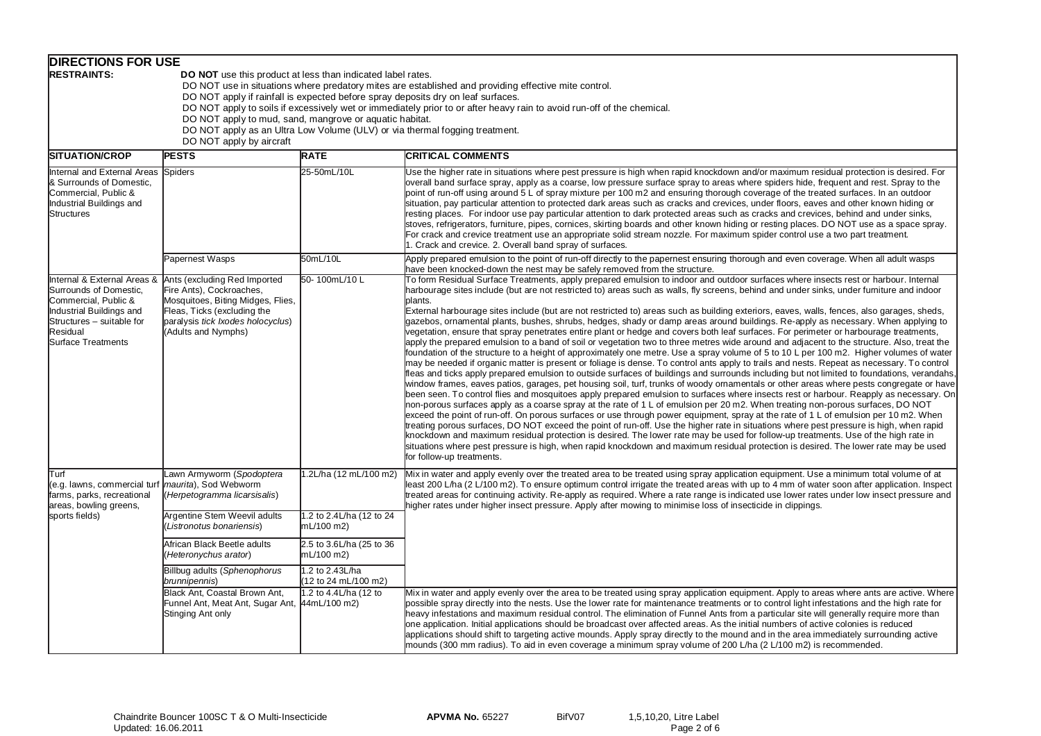## DIRECTIONS FOR USE

**RESTRAINTS:**

**DO NOT** use this product at less than indicated label rates.
DO NOT use in situations where predatory mites are established and providing effective mite control.
DO NOT apply if rainfall is expected before spray deposits dry on leaf surfaces.
DO NOT apply to soils if excessively wet or immediately prior to or after heavy rain to avoid run-off of the chemical.
DO NOT apply to mud, sand, mangrove or aquatic habitat.
DO NOT apply as an Ultra Low Volume (ULV) or via thermal fogging treatment.
DO NOT apply by aircraft

| SITUATION/CROP | PESTS | RATE | CRITICAL COMMENTS |
|---|---|---|---|
| Internal and External Areas & Surrounds of Domestic, Commercial, Public & Industrial Buildings and Structures | Spiders | 25-50mL/10L | Use the higher rate in situations where pest pressure is high when rapid knockdown and/or maximum residual protection is desired. For overall band surface spray, apply as a coarse, low pressure surface spray to areas where spiders hide, frequent and rest. Spray to the point of run-off using around 5 L of spray mixture per 100 m2 and ensuring thorough coverage of the treated surfaces. In an outdoor situation, pay particular attention to protected dark areas such as cracks and crevices, under floors, eaves and other known hiding or resting places. For indoor use pay particular attention to dark protected areas such as cracks and crevices, behind and under sinks, stoves, refrigerators, furniture, pipes, cornices, skirting boards and other known hiding or resting places. DO NOT use as a space spray. For crack and crevice treatment use an appropriate solid stream nozzle. For maximum spider control use a two part treatment. 1. Crack and crevice. 2. Overall band spray of surfaces. |
| | Papernest Wasps | 50mL/10L | Apply prepared emulsion to the point of run-off directly to the papernest ensuring thorough and even coverage. When all adult wasps have been knocked-down the nest may be safely removed from the structure. |
| Internal & External Areas & Surrounds of Domestic, Commercial, Public & Industrial Buildings and Structures – suitable for Residual Surface Treatments | Ants (excluding Red Imported Fire Ants), Cockroaches, Mosquitoes, Biting Midges, Flies, Fleas, Ticks (excluding the paralysis *tick Ixodes holocyclus*) (Adults and Nymphs) | 50- 100mL/10 L | To form Residual Surface Treatments, apply prepared emulsion to indoor and outdoor surfaces where insects rest or harbour. Internal harbourage sites include (but are not restricted to) areas such as walls, fly screens, behind and under sinks, under furniture and indoor plants. External harbourage sites include (but are not restricted to) areas such as building exteriors, eaves, walls, fences, also garages, sheds, gazebos, ornamental plants, bushes, shrubs, hedges, shady or damp areas around buildings. Re-apply as necessary. When applying to vegetation, ensure that spray penetrates entire plant or hedge and covers both leaf surfaces. For perimeter or harbourage treatments, apply the prepared emulsion to a band of soil or vegetation two to three metres wide around and adjacent to the structure. Also, treat the foundation of the structure to a height of approximately one metre. Use a spray volume of 5 to 10 L per 100 m2. Higher volumes of water may be needed if organic matter is present or foliage is dense. To control ants apply to trails and nests. Repeat as necessary. To control fleas and ticks apply prepared emulsion to outside surfaces of buildings and surrounds including but not limited to foundations, verandahs, window frames, eaves patios, garages, pet housing soil, turf, trunks of woody ornamentals or other areas where pests congregate or have been seen. To control flies and mosquitoes apply prepared emulsion to surfaces where insects rest or harbour. Reapply as necessary. On non-porous surfaces apply as a coarse spray at the rate of 1 L of emulsion per 20 m2. When treating non-porous surfaces, DO NOT exceed the point of run-off. On porous surfaces or use through power equipment, spray at the rate of 1 L of emulsion per 10 m2. When treating porous surfaces, DO NOT exceed the point of run-off. Use the higher rate in situations where pest pressure is high, when rapid knockdown and maximum residual protection is desired. The lower rate may be used for follow-up treatments. Use of the high rate in situations where pest pressure is high, when rapid knockdown and maximum residual protection is desired. The lower rate may be used for follow-up treatments. |
| Turf (e.g. lawns, commercial turf farms, parks, recreational areas, bowling greens, sports fields) | Lawn Armyworm (*Spodoptera maurita*), Sod Webworm (*Herpetogramma licarsisalis*) | 1.2L/ha (12 mL/100 m2) | Mix in water and apply evenly over the treated area to be treated using spray application equipment. Use a minimum total volume of at least 200 L/ha (2 L/100 m2). To ensure optimum control irrigate the treated areas with up to 4 mm of water soon after application. Inspect treated areas for continuing activity. Re-apply as required. Where a rate range is indicated use lower rates under low insect pressure and higher rates under higher insect pressure. Apply after mowing to minimise loss of insecticide in clippings. |
| | Argentine Stem Weevil adults (*Listronotus bonariensis*) | 1.2 to 2.4L/ha (12 to 24 mL/100 m2) | |
| | African Black Beetle adults (*Heteronychus arator*) | 2.5 to 3.6L/ha (25 to 36 mL/100 m2) | |
| | Billbug adults (*Sphenophorus brunnipennis*) | 1.2 to 2.43L/ha (12 to 24 mL/100 m2) | |
| | Black Ant, Coastal Brown Ant, Funnel Ant, Meat Ant, Sugar Ant, Stinging Ant only | 1.2 to 4.4L/ha (12 to 44mL/100 m2) | Mix in water and apply evenly over the area to be treated using spray application equipment. Apply to areas where ants are active. Where possible spray directly into the nests. Use the lower rate for maintenance treatments or to control light infestations and the high rate for heavy infestations and maximum residual control. The elimination of Funnel Ants from a particular site will generally require more than one application. Initial applications should be broadcast over affected areas. As the initial numbers of active colonies is reduced applications should shift to targeting active mounds. Apply spray directly to the mound and in the area immediately surrounding active mounds (300 mm radius). To aid in even coverage a minimum spray volume of 200 L/ha (2 L/100 m2) is recommended. |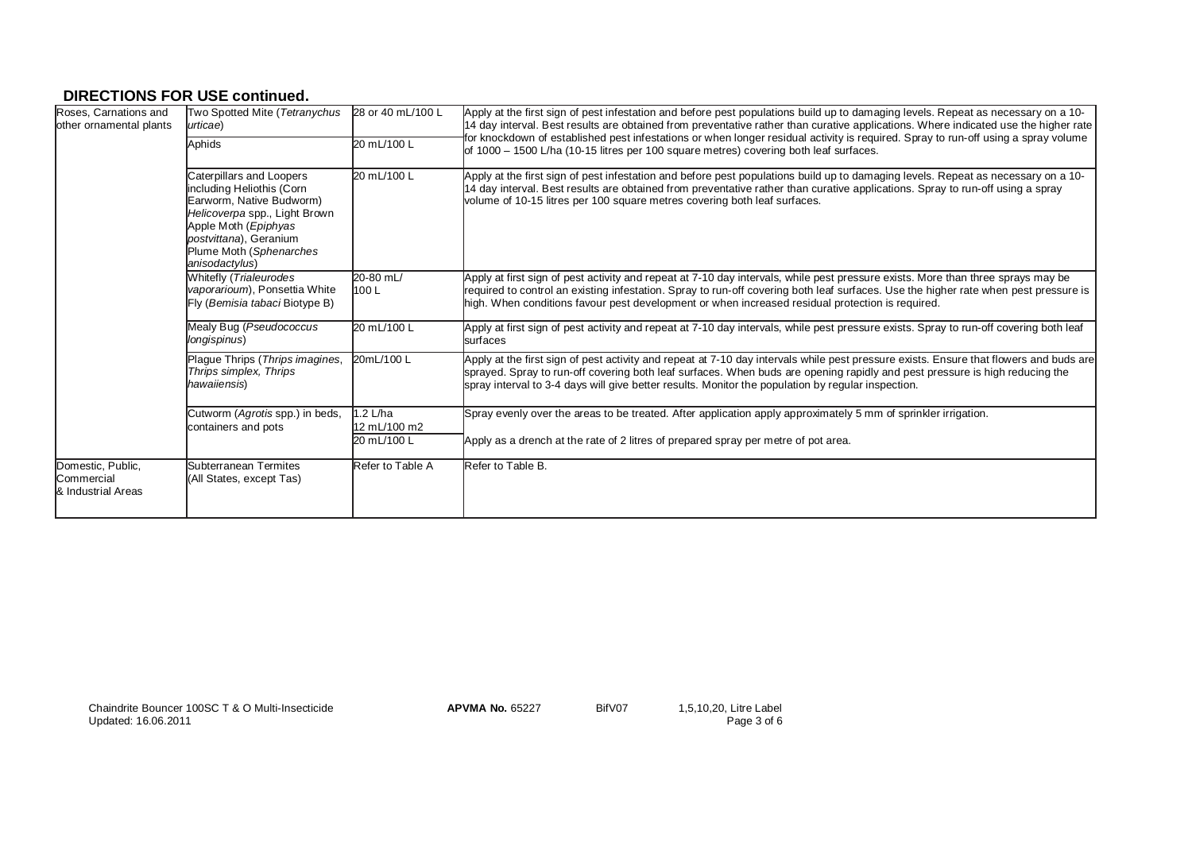## DIRECTIONS FOR USE continued.

| | | | |
|---|---|---|---|
| Roses, Carnations and other ornamental plants | Two Spotted Mite (*Tetranychus urticae*) | 28 or 40 mL/100 L | Apply at the first sign of pest infestation and before pest populations build up to damaging levels. Repeat as necessary on a 10-14 day interval. Best results are obtained from preventative rather than curative applications. Where indicated use the higher rate for knockdown of established pest infestations or when longer residual activity is required. Spray to run-off using a spray volume of 1000 – 1500 L/ha (10-15 litres per 100 square metres) covering both leaf surfaces. |
| | Aphids | 20 mL/100 L | |
| | Caterpillars and Loopers including Heliothis (Corn Earworm, Native Budworm) *Helicoverpa* spp., Light Brown Apple Moth (*Epiphyas postvittana*), Geranium Plume Moth (*Sphenarches anisodactylus*) | 20 mL/100 L | Apply at the first sign of pest infestation and before pest populations build up to damaging levels. Repeat as necessary on a 10-14 day interval. Best results are obtained from preventative rather than curative applications. Spray to run-off using a spray volume of 10-15 litres per 100 square metres covering both leaf surfaces. |
| | Whitefly (*Trialeurodes vaporarioum*), Ponsettia White Fly (*Bemisia tabaci* Biotype B) | 20-80 mL/ 100 L | Apply at first sign of pest activity and repeat at 7-10 day intervals, while pest pressure exists. More than three sprays may be required to control an existing infestation. Spray to run-off covering both leaf surfaces. Use the higher rate when pest pressure is high. When conditions favour pest development or when increased residual protection is required. |
| | Mealy Bug (*Pseudococcus longispinus*) | 20 mL/100 L | Apply at first sign of pest activity and repeat at 7-10 day intervals, while pest pressure exists. Spray to run-off covering both leaf surfaces |
| | Plague Thrips (*Thrips imagines*, *Thrips simplex, Thrips hawaiiensis*) | 20mL/100 L | Apply at the first sign of pest activity and repeat at 7-10 day intervals while pest pressure exists. Ensure that flowers and buds are sprayed. Spray to run-off covering both leaf surfaces. When buds are opening rapidly and pest pressure is high reducing the spray interval to 3-4 days will give better results. Monitor the population by regular inspection. |
| | Cutworm (*Agrotis* spp.) in beds, containers and pots | 1.2 L/ha 12 mL/100 m2 | Spray evenly over the areas to be treated. After application apply approximately 5 mm of sprinkler irrigation. |
| | | 20 mL/100 L | Apply as a drench at the rate of 2 litres of prepared spray per metre of pot area. |
| Domestic, Public, Commercial & Industrial Areas | Subterranean Termites (All States, except Tas) | Refer to Table A | Refer to Table B. |

Chaindrite Bouncer 100SC T & O Multi-Insecticide **APVMA No.** 65227 BifV07 1,5,10,20, Litre Label
Updated: 16.06.2011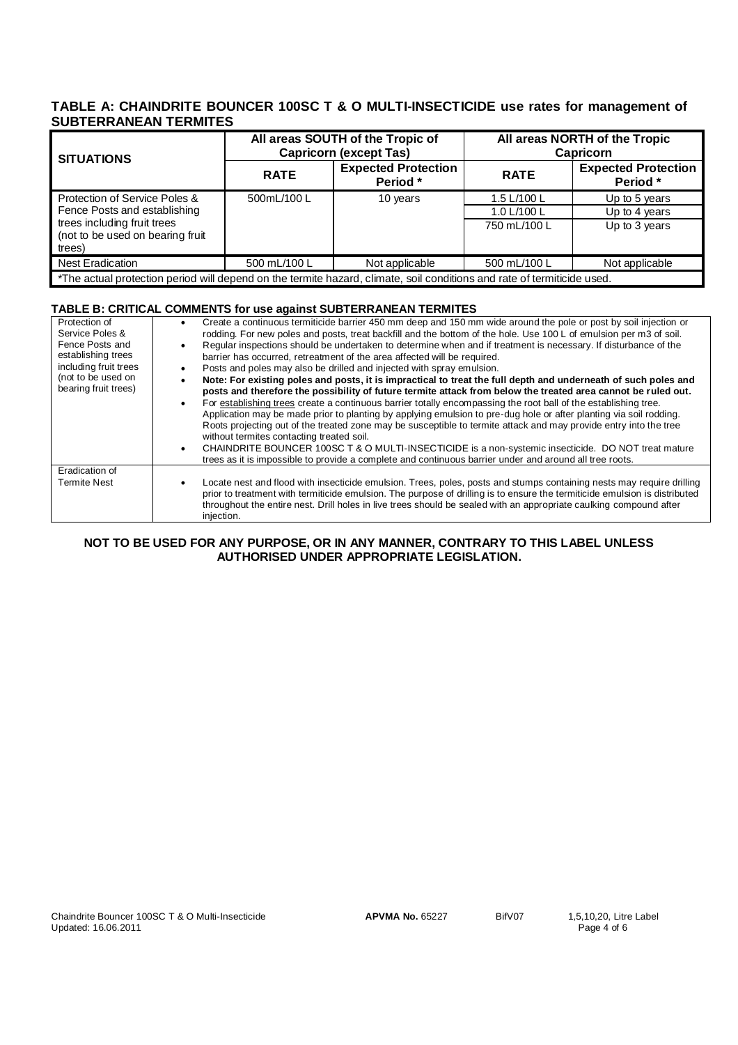## TABLE A: CHAINDRITE BOUNCER 100SC T & O MULTI-INSECTICIDE use rates for management of SUBTERRANEAN TERMITES

| SITUATIONS | All areas SOUTH of the Tropic of Capricorn (except Tas) | | All areas NORTH of the Tropic Capricorn | |
|---|---|---|---|---|
| | RATE | Expected Protection Period * | RATE | Expected Protection Period * |
| Protection of Service Poles & Fence Posts and establishing trees including fruit trees (not to be used on bearing fruit trees) | 500mL/100 L | 10 years | 1.5 L/100 L<br>1.0 L/100 L<br>750 mL/100 L | Up to 5 years<br>Up to 4 years<br>Up to 3 years |
| Nest Eradication | 500 mL/100 L | Not applicable | 500 mL/100 L | Not applicable |

*The actual protection period will depend on the termite hazard, climate, soil conditions and rate of termiticide used.

## TABLE B: CRITICAL COMMENTS for use against SUBTERRANEAN TERMITES

| | |
|---|---|
| Protection of Service Poles & Fence Posts and establishing trees including fruit trees (not to be used on bearing fruit trees) | • Create a continuous termiticide barrier 450 mm deep and 150 mm wide around the pole or post by soil injection or rodding. For new poles and posts, treat backfill and the bottom of the hole. Use 100 L of emulsion per m3 of soil.<br>• Regular inspections should be undertaken to determine when and if treatment is necessary. If disturbance of the barrier has occurred, retreatment of the area affected will be required.<br>• Posts and poles may also be drilled and injected with spray emulsion.<br>• **Note: For existing poles and posts, it is impractical to treat the full depth and underneath of such poles and posts and therefore the possibility of future termite attack from below the treated area cannot be ruled out.**<br>• For establishing trees create a continuous barrier totally encompassing the root ball of the establishing tree. Application may be made prior to planting by applying emulsion to pre-dug hole or after planting via soil rodding. Roots projecting out of the treated zone may be susceptible to termite attack and may provide entry into the tree without termites contacting treated soil.<br>• CHAINDRITE BOUNCER 100SC T & O MULTI-INSECTICIDE is a non-systemic insecticide. DO NOT treat mature trees as it is impossible to provide a complete and continuous barrier under and around all tree roots. |
| Eradication of Termite Nest | • Locate nest and flood with insecticide emulsion. Trees, poles, posts and stumps containing nests may require drilling prior to treatment with termiticide emulsion. The purpose of drilling is to ensure the termiticide emulsion is distributed throughout the entire nest. Drill holes in live trees should be sealed with an appropriate caulking compound after injection. |

**NOT TO BE USED FOR ANY PURPOSE, OR IN ANY MANNER, CONTRARY TO THIS LABEL UNLESS AUTHORISED UNDER APPROPRIATE LEGISLATION.**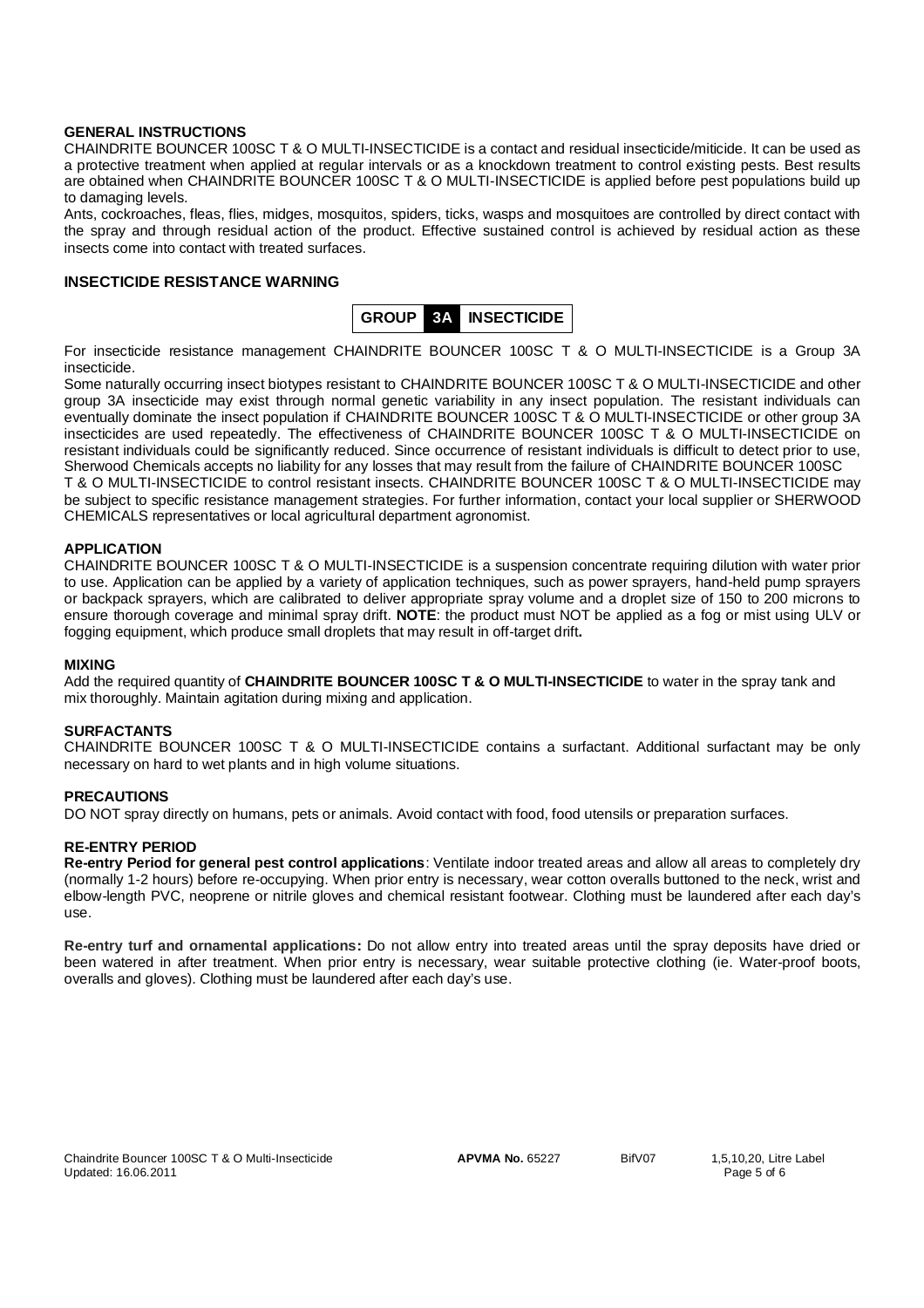## GENERAL INSTRUCTIONS

CHAINDRITE BOUNCER 100SC T & O MULTI-INSECTICIDE is a contact and residual insecticide/miticide. It can be used as a protective treatment when applied at regular intervals or as a knockdown treatment to control existing pests. Best results are obtained when CHAINDRITE BOUNCER 100SC T & O MULTI-INSECTICIDE is applied before pest populations build up to damaging levels.

Ants, cockroaches, fleas, flies, midges, mosquitos, spiders, ticks, wasps and mosquitoes are controlled by direct contact with the spray and through residual action of the product. Effective sustained control is achieved by residual action as these insects come into contact with treated surfaces.

## INSECTICIDE RESISTANCE WARNING

**GROUP 3A INSECTICIDE**

For insecticide resistance management CHAINDRITE BOUNCER 100SC T & O MULTI-INSECTICIDE is a Group 3A insecticide.

Some naturally occurring insect biotypes resistant to CHAINDRITE BOUNCER 100SC T & O MULTI-INSECTICIDE and other group 3A insecticide may exist through normal genetic variability in any insect population. The resistant individuals can eventually dominate the insect population if CHAINDRITE BOUNCER 100SC T & O MULTI-INSECTICIDE or other group 3A insecticides are used repeatedly. The effectiveness of CHAINDRITE BOUNCER 100SC T & O MULTI-INSECTICIDE on resistant individuals could be significantly reduced. Since occurrence of resistant individuals is difficult to detect prior to use, Sherwood Chemicals accepts no liability for any losses that may result from the failure of CHAINDRITE BOUNCER 100SC T & O MULTI-INSECTICIDE to control resistant insects. CHAINDRITE BOUNCER 100SC T & O MULTI-INSECTICIDE may be subject to specific resistance management strategies. For further information, contact your local supplier or SHERWOOD CHEMICALS representatives or local agricultural department agronomist.

## APPLICATION

CHAINDRITE BOUNCER 100SC T & O MULTI-INSECTICIDE is a suspension concentrate requiring dilution with water prior to use. Application can be applied by a variety of application techniques, such as power sprayers, hand-held pump sprayers or backpack sprayers, which are calibrated to deliver appropriate spray volume and a droplet size of 150 to 200 microns to ensure thorough coverage and minimal spray drift. **NOTE**: the product must NOT be applied as a fog or mist using ULV or fogging equipment, which produce small droplets that may result in off-target drift**.**

## MIXING

Add the required quantity of **CHAINDRITE BOUNCER 100SC T & O MULTI-INSECTICIDE** to water in the spray tank and mix thoroughly. Maintain agitation during mixing and application.

## SURFACTANTS

CHAINDRITE BOUNCER 100SC T & O MULTI-INSECTICIDE contains a surfactant. Additional surfactant may be only necessary on hard to wet plants and in high volume situations.

## PRECAUTIONS

DO NOT spray directly on humans, pets or animals. Avoid contact with food, food utensils or preparation surfaces.

## RE-ENTRY PERIOD

**Re-entry Period for general pest control applications**: Ventilate indoor treated areas and allow all areas to completely dry (normally 1-2 hours) before re-occupying. When prior entry is necessary, wear cotton overalls buttoned to the neck, wrist and elbow-length PVC, neoprene or nitrile gloves and chemical resistant footwear. Clothing must be laundered after each day's use.

**Re-entry turf and ornamental applications:** Do not allow entry into treated areas until the spray deposits have dried or been watered in after treatment. When prior entry is necessary, wear suitable protective clothing (ie. Water-proof boots, overalls and gloves). Clothing must be laundered after each day's use.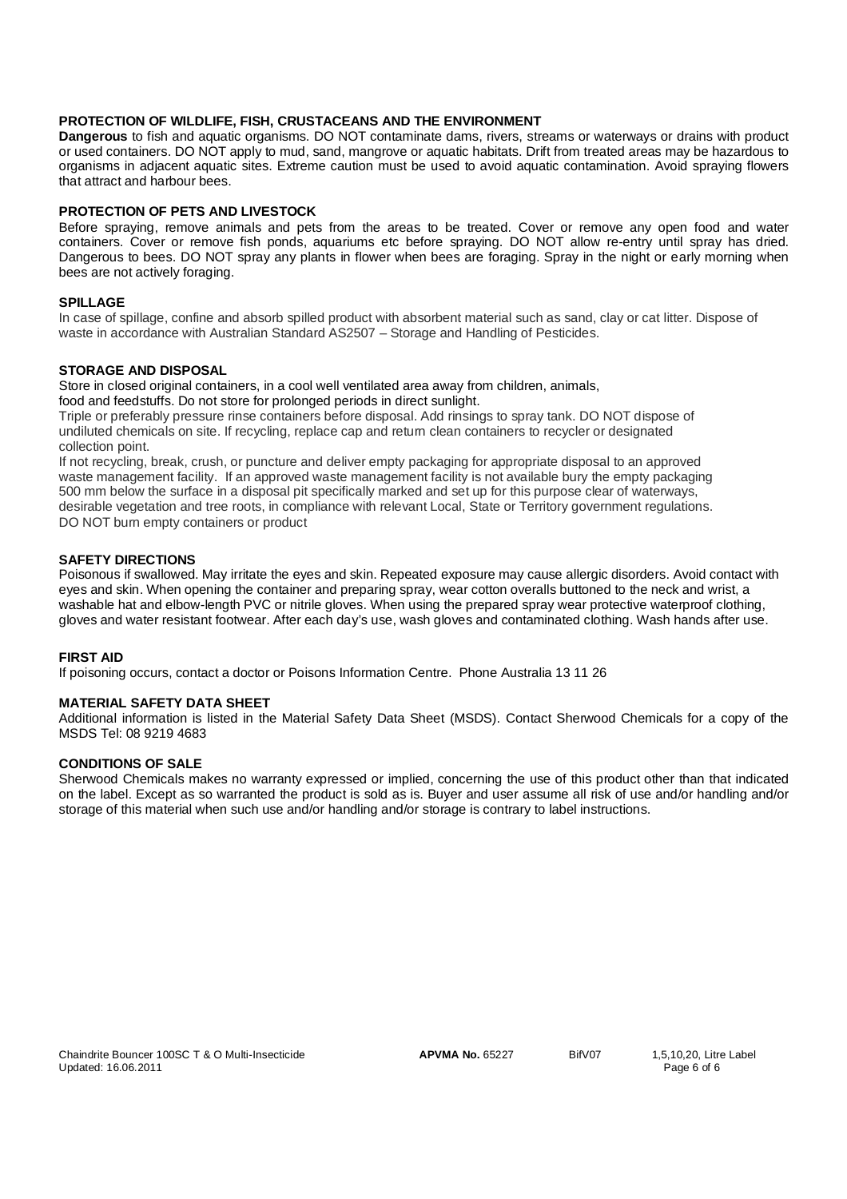### PROTECTION OF WILDLIFE, FISH, CRUSTACEANS AND THE ENVIRONMENT

**Dangerous** to fish and aquatic organisms. DO NOT contaminate dams, rivers, streams or waterways or drains with product or used containers. DO NOT apply to mud, sand, mangrove or aquatic habitats. Drift from treated areas may be hazardous to organisms in adjacent aquatic sites. Extreme caution must be used to avoid aquatic contamination. Avoid spraying flowers that attract and harbour bees.

### PROTECTION OF PETS AND LIVESTOCK

Before spraying, remove animals and pets from the areas to be treated. Cover or remove any open food and water containers. Cover or remove fish ponds, aquariums etc before spraying. DO NOT allow re-entry until spray has dried. Dangerous to bees. DO NOT spray any plants in flower when bees are foraging. Spray in the night or early morning when bees are not actively foraging.

### SPILLAGE

In case of spillage, confine and absorb spilled product with absorbent material such as sand, clay or cat litter. Dispose of waste in accordance with Australian Standard AS2507 – Storage and Handling of Pesticides.

### STORAGE AND DISPOSAL

Store in closed original containers, in a cool well ventilated area away from children, animals, food and feedstuffs. Do not store for prolonged periods in direct sunlight.

Triple or preferably pressure rinse containers before disposal. Add rinsings to spray tank. DO NOT dispose of undiluted chemicals on site. If recycling, replace cap and return clean containers to recycler or designated collection point.

If not recycling, break, crush, or puncture and deliver empty packaging for appropriate disposal to an approved waste management facility. If an approved waste management facility is not available bury the empty packaging 500 mm below the surface in a disposal pit specifically marked and set up for this purpose clear of waterways, desirable vegetation and tree roots, in compliance with relevant Local, State or Territory government regulations.

DO NOT burn empty containers or product

### SAFETY DIRECTIONS

Poisonous if swallowed. May irritate the eyes and skin. Repeated exposure may cause allergic disorders. Avoid contact with eyes and skin. When opening the container and preparing spray, wear cotton overalls buttoned to the neck and wrist, a washable hat and elbow-length PVC or nitrile gloves. When using the prepared spray wear protective waterproof clothing, gloves and water resistant footwear. After each day's use, wash gloves and contaminated clothing. Wash hands after use.

### FIRST AID

If poisoning occurs, contact a doctor or Poisons Information Centre. Phone Australia 13 11 26

### MATERIAL SAFETY DATA SHEET

Additional information is listed in the Material Safety Data Sheet (MSDS). Contact Sherwood Chemicals for a copy of the MSDS Tel: 08 9219 4683

### CONDITIONS OF SALE

Sherwood Chemicals makes no warranty expressed or implied, concerning the use of this product other than that indicated on the label. Except as so warranted the product is sold as is. Buyer and user assume all risk of use and/or handling and/or storage of this material when such use and/or handling and/or storage is contrary to label instructions.